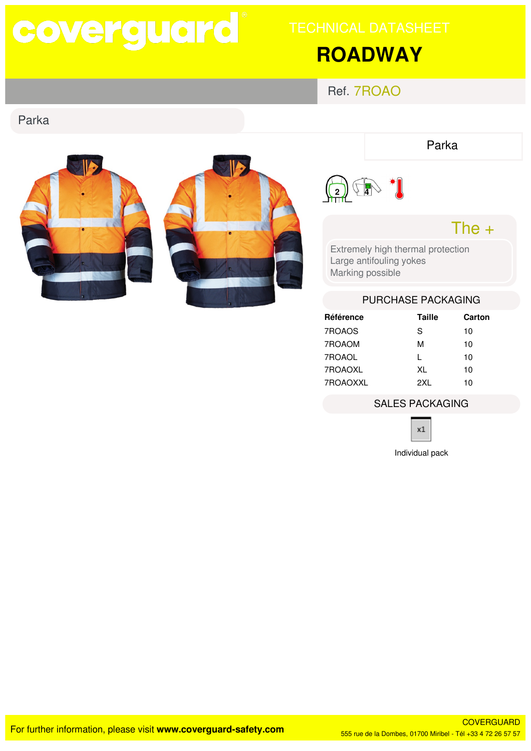coverguard

TECHNICAL DATASHEET

# ROADWAY

Ref. 7ROAO

## Parka

Parka

### The +

Extremely high thermal protection
Large antifouling yokes
Marking possible

### PURCHASE PACKAGING

| Référence | Taille | Carton |
|---|---|---|
| 7ROAOS | S | 10 |
| 7ROAOM | M | 10 |
| 7ROAOL | L | 10 |
| 7ROAOXL | XL | 10 |
| 7ROAOXXL | 2XL | 10 |

### SALES PACKAGING

x1

Individual pack

For further information, please visit **www.coverguard-safety.com**

COVERGUARD
555 rue de la Dombes, 01700 Miribel - Tél +33 4 72 26 57 57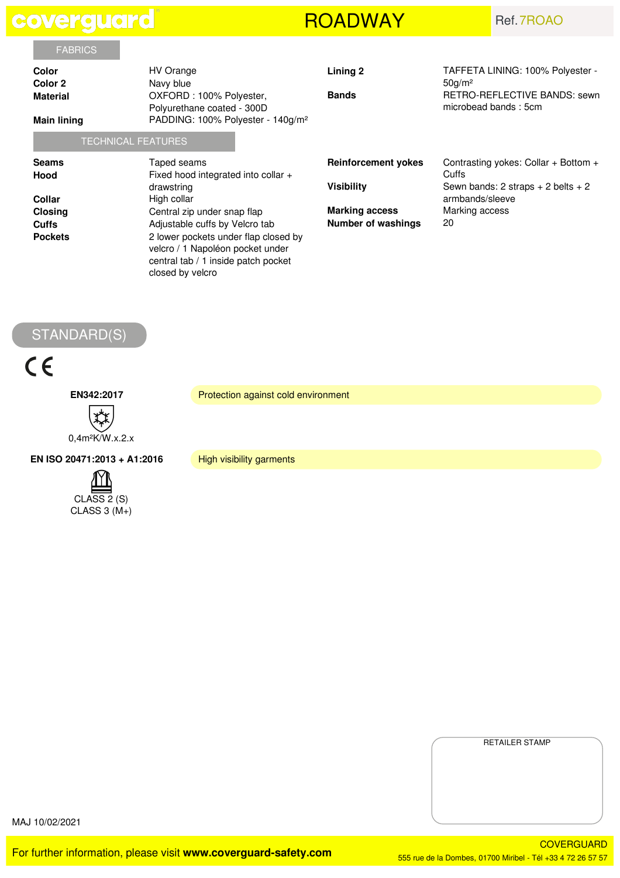# coverguard ROADWAY

Ref. 7ROAO

## FABRICS

| | |
|---|---|
| **Color** | HV Orange |
| **Color 2** | Navy blue |
| **Material** | OXFORD : 100% Polyester, Polyurethane coated - 300D |
| **Main lining** | PADDING: 100% Polyester - 140g/m² |
| **Lining 2** | TAFFETA LINING: 100% Polyester - 50g/m² |
| **Bands** | RETRO-REFLECTIVE BANDS: sewn microbead bands : 5cm |

## TECHNICAL FEATURES

| | |
|---|---|
| **Seams** | Taped seams |
| **Hood** | Fixed hood integrated into collar + drawstring |
| **Collar** | High collar |
| **Closing** | Central zip under snap flap |
| **Cuffs** | Adjustable cuffs by Velcro tab |
| **Pockets** | 2 lower pockets under flap closed by velcro / 1 Napoléon pocket under central tab / 1 inside patch pocket closed by velcro |
| **Reinforcement yokes** | Contrasting yokes: Collar + Bottom + Cuffs |
| **Visibility** | Sewn bands: 2 straps + 2 belts + 2 armbands/sleeve |
| **Marking access** | Marking access |
| **Number of washings** | 20 |

## STANDARD(S)

CE

**EN342:2017**

0,4m²K/W.x.2.x

Protection against cold environment

**EN ISO 20471:2013 + A1:2016**

CLASS 2 (S)
CLASS 3 (M+)

High visibility garments

RETAILER STAMP

MAJ 10/02/2021

For further information, please visit **www.coverguard-safety.com**

COVERGUARD
555 rue de la Dombes, 01700 Miribel - Tél +33 4 72 26 57 57